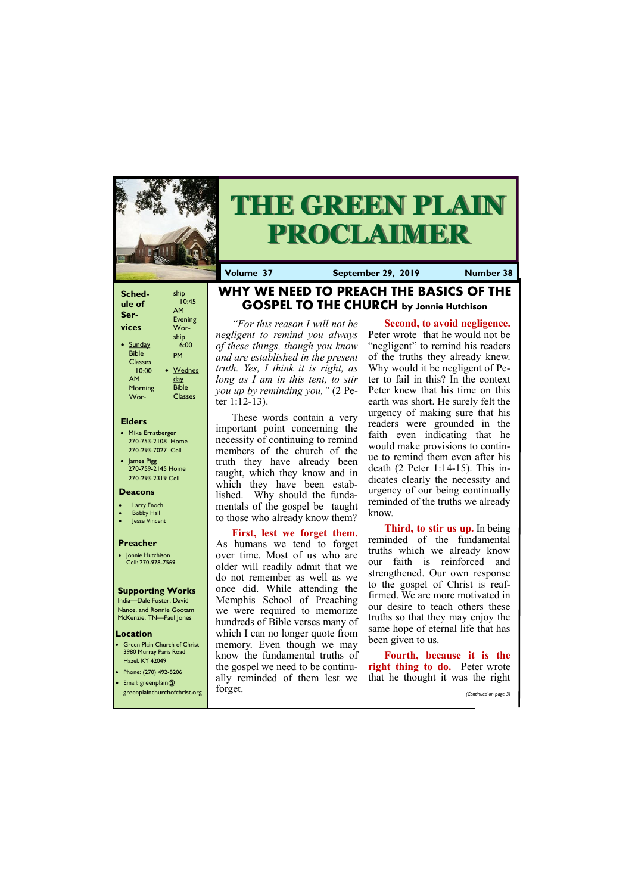# THE GREEN PLAIN PROCLAIMER

**Volume 37** | **September 29, 2019** | **Number 38**

## Schedule of Services

- Sunday Bible Classes 10:00 AM Morning Worship 10:45 AM Evening Worship 6:00 PM
- Wednesday Bible Classes

### Elders

- Mike Ernstberger 270-753-2108 Home 270-293-7027 Cell
- James Pigg 270-759-2145 Home 270-293-2319 Cell

### Deacons

- Larry Enoch
- Bobby Hall
- Jesse Vincent

### Preacher

- Jonnie Hutchison Cell: 270-978-7569

### Supporting Works

India—Dale Foster, David Nance. and Ronnie Gootam McKenzie, TN—Paul Jones

### Location

- Green Plain Church of Christ 3980 Murray Paris Road Hazel, KY 42049
- Phone: (270) 492-8206
- Email: greenplain@greenplainchurchofchrist.org

## WHY WE NEED TO PREACH THE BASICS OF THE GOSPEL TO THE CHURCH by Jonnie Hutchison

*"For this reason I will not be negligent to remind you always of these things, though you know and are established in the present truth. Yes, I think it is right, as long as I am in this tent, to stir you up by reminding you,"* (2 Peter 1:12-13).

These words contain a very important point concerning the necessity of continuing to remind members of the church of the truth they have already been taught, which they know and in which they have been established. Why should the fundamentals of the gospel be taught to those who already know them?

**First, lest we forget them.** As humans we tend to forget over time. Most of us who are older will readily admit that we do not remember as well as we once did. While attending the Memphis School of Preaching we were required to memorize hundreds of Bible verses many of which I can no longer quote from memory. Even though we may know the fundamental truths of the gospel we need to be continually reminded of them lest we forget.

**Second, to avoid negligence.** Peter wrote that he would not be "negligent" to remind his readers of the truths they already knew. Why would it be negligent of Peter to fail in this? In the context Peter knew that his time on this earth was short. He surely felt the urgency of making sure that his readers were grounded in the faith even indicating that he would make provisions to continue to remind them even after his death (2 Peter 1:14-15). This indicates clearly the necessity and urgency of our being continually reminded of the truths we already know.

**Third, to stir us up.** In being reminded of the fundamental truths which we already know our faith is reinforced and strengthened. Our own response to the gospel of Christ is reaffirmed. We are more motivated in our desire to teach others these truths so that they may enjoy the same hope of eternal life that has been given to us.

**Fourth, because it is the right thing to do.** Peter wrote that he thought it was the right

*(Continued on page 3)*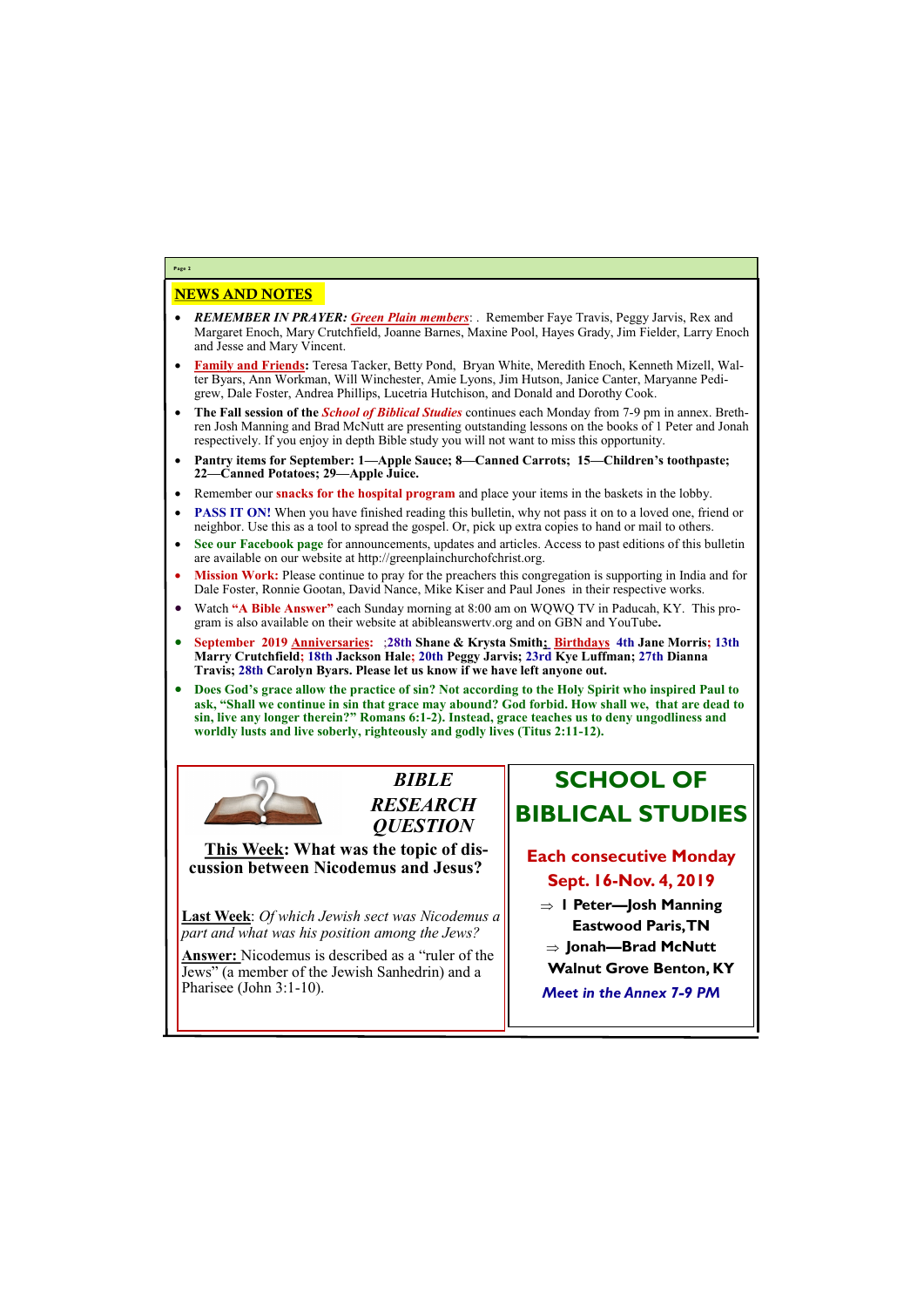## NEWS AND NOTES

- ***REMEMBER IN PRAYER:*** ***Green Plain members***: . Remember Faye Travis, Peggy Jarvis, Rex and Margaret Enoch, Mary Crutchfield, Joanne Barnes, Maxine Pool, Hayes Grady, Jim Fielder, Larry Enoch and Jesse and Mary Vincent.
- **Family and Friends:** Teresa Tacker, Betty Pond, Bryan White, Meredith Enoch, Kenneth Mizell, Walter Byars, Ann Workman, Will Winchester, Amie Lyons, Jim Hutson, Janice Canter, Maryanne Pedigrew, Dale Foster, Andrea Phillips, Lucetria Hutchison, and Donald and Dorothy Cook.
- **The Fall session of the *School of Biblical Studies*** continues each Monday from 7-9 pm in annex. Brethren Josh Manning and Brad McNutt are presenting outstanding lessons on the books of 1 Peter and Jonah respectively. If you enjoy in depth Bible study you will not want to miss this opportunity.
- **Pantry items for September: 1—Apple Sauce; 8—Canned Carrots; 15—Children's toothpaste; 22—Canned Potatoes; 29—Apple Juice.**
- Remember our **snacks for the hospital program** and place your items in the baskets in the lobby.
- **PASS IT ON!** When you have finished reading this bulletin, why not pass it on to a loved one, friend or neighbor. Use this as a tool to spread the gospel. Or, pick up extra copies to hand or mail to others.
- **See our Facebook page** for announcements, updates and articles. Access to past editions of this bulletin are available on our website at http://greenplainchurchofchrist.org.
- **Mission Work:** Please continue to pray for the preachers this congregation is supporting in India and for Dale Foster, Ronnie Gootan, David Nance, Mike Kiser and Paul Jones in their respective works.
- Watch **"A Bible Answer"** each Sunday morning at 8:00 am on WQWQ TV in Paducah, KY. This program is also available on their website at abibleanswertv.org and on GBN and YouTube**.**
- **September 2019 Anniversaries: ;28th Shane & Krysta Smith; Birthdays 4th Jane Morris; 13th Marry Crutchfield; 18th Jackson Hale; 20th Peggy Jarvis; 23rd Kye Luffman; 27th Dianna Travis; 28th Carolyn Byars. Please let us know if we have left anyone out.**
- **Does God's grace allow the practice of sin? Not according to the Holy Spirit who inspired Paul to ask, "Shall we continue in sin that grace may abound? God forbid. How shall we, that are dead to sin, live any longer therein?" Romans 6:1-2). Instead, grace teaches us to deny ungodliness and worldly lusts and live soberly, righteously and godly lives (Titus 2:11-12).**

### *BIBLE RESEARCH QUESTION*

**This Week: What was the topic of discussion between Nicodemus and Jesus?**

**Last Week**: *Of which Jewish sect was Nicodemus a part and what was his position among the Jews?*

**Answer:** Nicodemus is described as a "ruler of the Jews" (a member of the Jewish Sanhedrin) and a Pharisee (John 3:1-10).

### SCHOOL OF BIBLICAL STUDIES

**Each consecutive Monday**
**Sept. 16-Nov. 4, 2019**

- ⇒ **I Peter—Josh Manning**
  **Eastwood Paris, TN**
- ⇒ **Jonah—Brad McNutt**
  **Walnut Grove Benton, KY**

***Meet in the Annex 7-9 PM***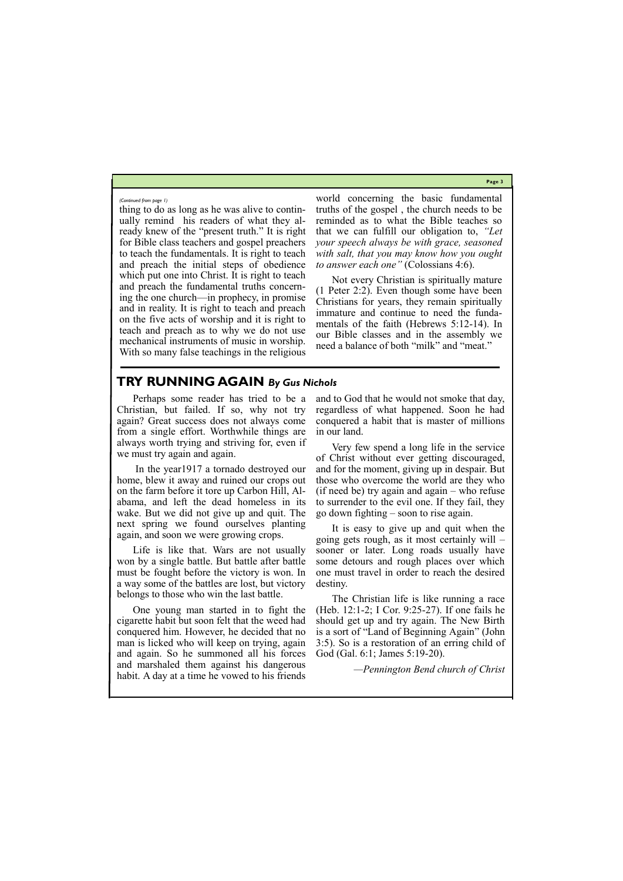*(Continued from page 1)*

thing to do as long as he was alive to continually remind his readers of what they already knew of the "present truth." It is right for Bible class teachers and gospel preachers to teach the fundamentals. It is right to teach and preach the initial steps of obedience which put one into Christ. It is right to teach and preach the fundamental truths concerning the one church—in prophecy, in promise and in reality. It is right to teach and preach on the five acts of worship and it is right to teach and preach as to why we do not use mechanical instruments of music in worship. With so many false teachings in the religious world concerning the basic fundamental truths of the gospel , the church needs to be reminded as to what the Bible teaches so that we can fulfill our obligation to, *"Let your speech always be with grace, seasoned with salt, that you may know how you ought to answer each one"* (Colossians 4:6).

Not every Christian is spiritually mature (1 Peter 2:2). Even though some have been Christians for years, they remain spiritually immature and continue to need the fundamentals of the faith (Hebrews 5:12-14). In our Bible classes and in the assembly we need a balance of both "milk" and "meat."

## TRY RUNNING AGAIN *By Gus Nichols*

Perhaps some reader has tried to be a Christian, but failed. If so, why not try again? Great success does not always come from a single effort. Worthwhile things are always worth trying and striving for, even if we must try again and again.

In the year1917 a tornado destroyed our home, blew it away and ruined our crops out on the farm before it tore up Carbon Hill, Alabama, and left the dead homeless in its wake. But we did not give up and quit. The next spring we found ourselves planting again, and soon we were growing crops.

Life is like that. Wars are not usually won by a single battle. But battle after battle must be fought before the victory is won. In a way some of the battles are lost, but victory belongs to those who win the last battle.

One young man started in to fight the cigarette habit but soon felt that the weed had conquered him. However, he decided that no man is licked who will keep on trying, again and again. So he summoned all his forces and marshaled them against his dangerous habit. A day at a time he vowed to his friends and to God that he would not smoke that day, regardless of what happened. Soon he had conquered a habit that is master of millions in our land.

Very few spend a long life in the service of Christ without ever getting discouraged, and for the moment, giving up in despair. But those who overcome the world are they who (if need be) try again and again – who refuse to surrender to the evil one. If they fail, they go down fighting – soon to rise again.

It is easy to give up and quit when the going gets rough, as it most certainly will – sooner or later. Long roads usually have some detours and rough places over which one must travel in order to reach the desired destiny.

The Christian life is like running a race (Heb. 12:1-2; I Cor. 9:25-27). If one fails he should get up and try again. The New Birth is a sort of "Land of Beginning Again" (John 3:5). So is a restoration of an erring child of God (Gal. 6:1; James 5:19-20).

*—Pennington Bend church of Christ*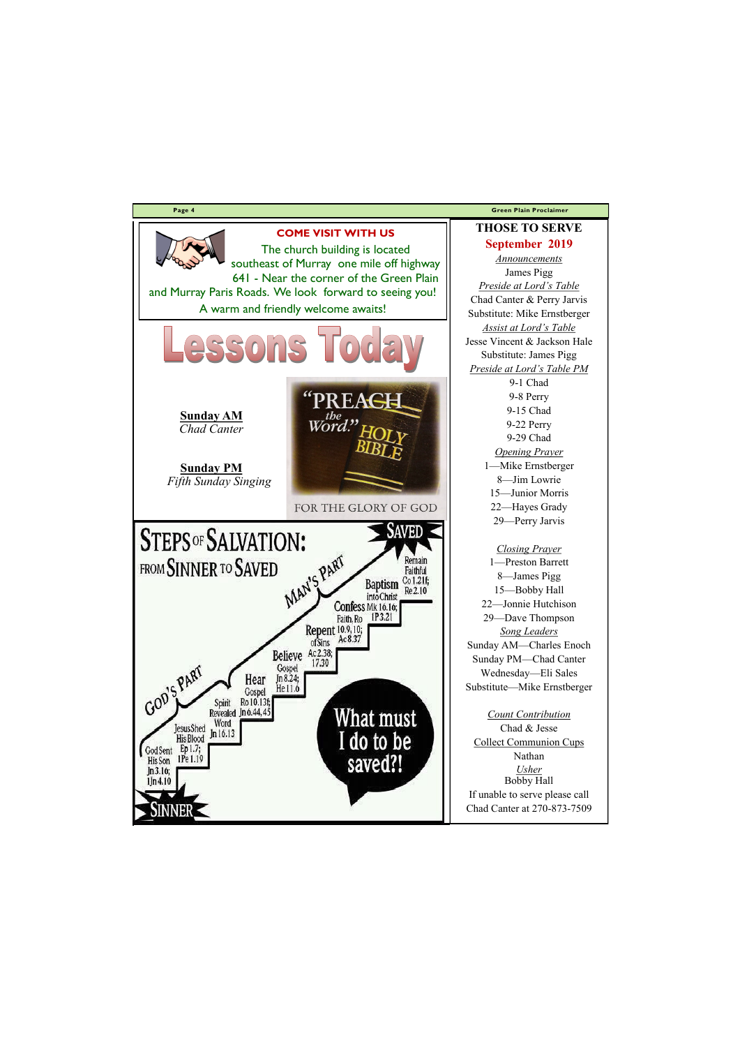## COME VISIT WITH US

The church building is located southeast of Murray one mile off highway 641 - Near the corner of the Green Plain and Murray Paris Roads. We look forward to seeing you! A warm and friendly welcome awaits!

# Lessons Today

**Sunday AM**
*Chad Canter*

**Sunday PM**
*Fifth Sunday Singing*

"PREACH the Word." HOLY BIBLE

FOR THE GLORY OF GOD

STEPS OF SALVATION: FROM SINNER TO SAVED

SAVED

MAN'S PART

Remain Faithful Co 1.21f; Re 2.10

Baptism into Christ

Confess Mk 16.16; Faith, Ro 1P 3.21

Repent 10.9, 10; of Sins Ac 8.37

Believe Ac 2.38; Gospel 17.30

Hear Jn 8.24; Gospel He 11.6

GOD'S PART

Spirit Revealed Word Ro 10.13f; Jn 6.44, 45

Jesus Shed His Blood Jn 16.13

God Sent His Son Ep 1.7; 1Pe 1.19

Jn 3.16; 1Jn 4.10

SINNER

What must I do to be saved?!

## THOSE TO SERVE

**September 2019**

*Announcements*
James Pigg

*Preside at Lord's Table*
Chad Canter & Perry Jarvis
Substitute: Mike Ernstberger

*Assist at Lord's Table*
Jesse Vincent & Jackson Hale
Substitute: James Pigg

*Preside at Lord's Table PM*
9-1 Chad
9-8 Perry
9-15 Chad
9-22 Perry
9-29 Chad

*Opening Prayer*
1—Mike Ernstberger
8—Jim Lowrie
15—Junior Morris
22—Hayes Grady
29—Perry Jarvis

*Closing Prayer*
1—Preston Barrett
8—James Pigg
15—Bobby Hall
22—Jonnie Hutchison
29—Dave Thompson

*Song Leaders*
Sunday AM—Charles Enoch
Sunday PM—Chad Canter
Wednesday—Eli Sales
Substitute—Mike Ernstberger

*Count Contribution*
Chad & Jesse

Collect Communion Cups
Nathan

*Usher*
Bobby Hall

If unable to serve please call Chad Canter at 270-873-7509